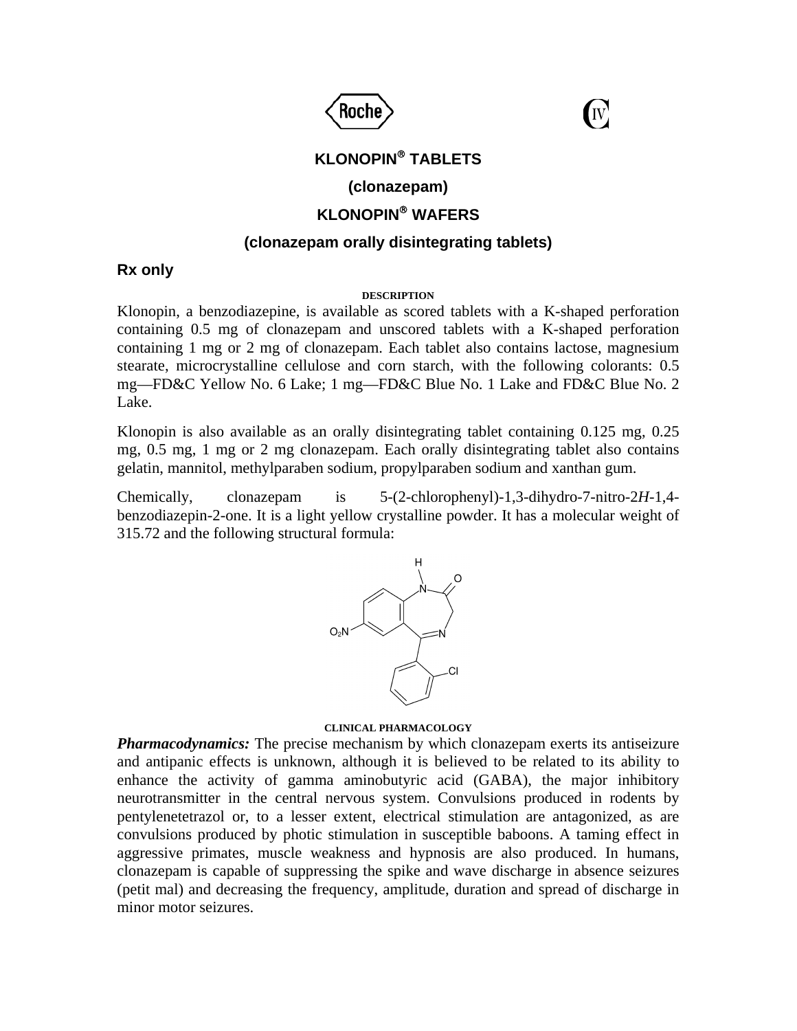# KLONOPIN® TABLETS

## (clonazepam)

# KLONOPIN® WAFERS

## (clonazepam orally disintegrating tablets)

**Rx only**

### DESCRIPTION

Klonopin, a benzodiazepine, is available as scored tablets with a K-shaped perforation containing 0.5 mg of clonazepam and unscored tablets with a K-shaped perforation containing 1 mg or 2 mg of clonazepam. Each tablet also contains lactose, magnesium stearate, microcrystalline cellulose and corn starch, with the following colorants: 0.5 mg—FD&C Yellow No. 6 Lake; 1 mg—FD&C Blue No. 1 Lake and FD&C Blue No. 2 Lake.

Klonopin is also available as an orally disintegrating tablet containing 0.125 mg, 0.25 mg, 0.5 mg, 1 mg or 2 mg clonazepam. Each orally disintegrating tablet also contains gelatin, mannitol, methylparaben sodium, propylparaben sodium and xanthan gum.

Chemically, clonazepam is 5-(2-chlorophenyl)-1,3-dihydro-7-nitro-2*H*-1,4-benzodiazepin-2-one. It is a light yellow crystalline powder. It has a molecular weight of 315.72 and the following structural formula:

### CLINICAL PHARMACOLOGY

***Pharmacodynamics:*** The precise mechanism by which clonazepam exerts its antiseizure and antipanic effects is unknown, although it is believed to be related to its ability to enhance the activity of gamma aminobutyric acid (GABA), the major inhibitory neurotransmitter in the central nervous system. Convulsions produced in rodents by pentylenetetrazol or, to a lesser extent, electrical stimulation are antagonized, as are convulsions produced by photic stimulation in susceptible baboons. A taming effect in aggressive primates, muscle weakness and hypnosis are also produced. In humans, clonazepam is capable of suppressing the spike and wave discharge in absence seizures (petit mal) and decreasing the frequency, amplitude, duration and spread of discharge in minor motor seizures.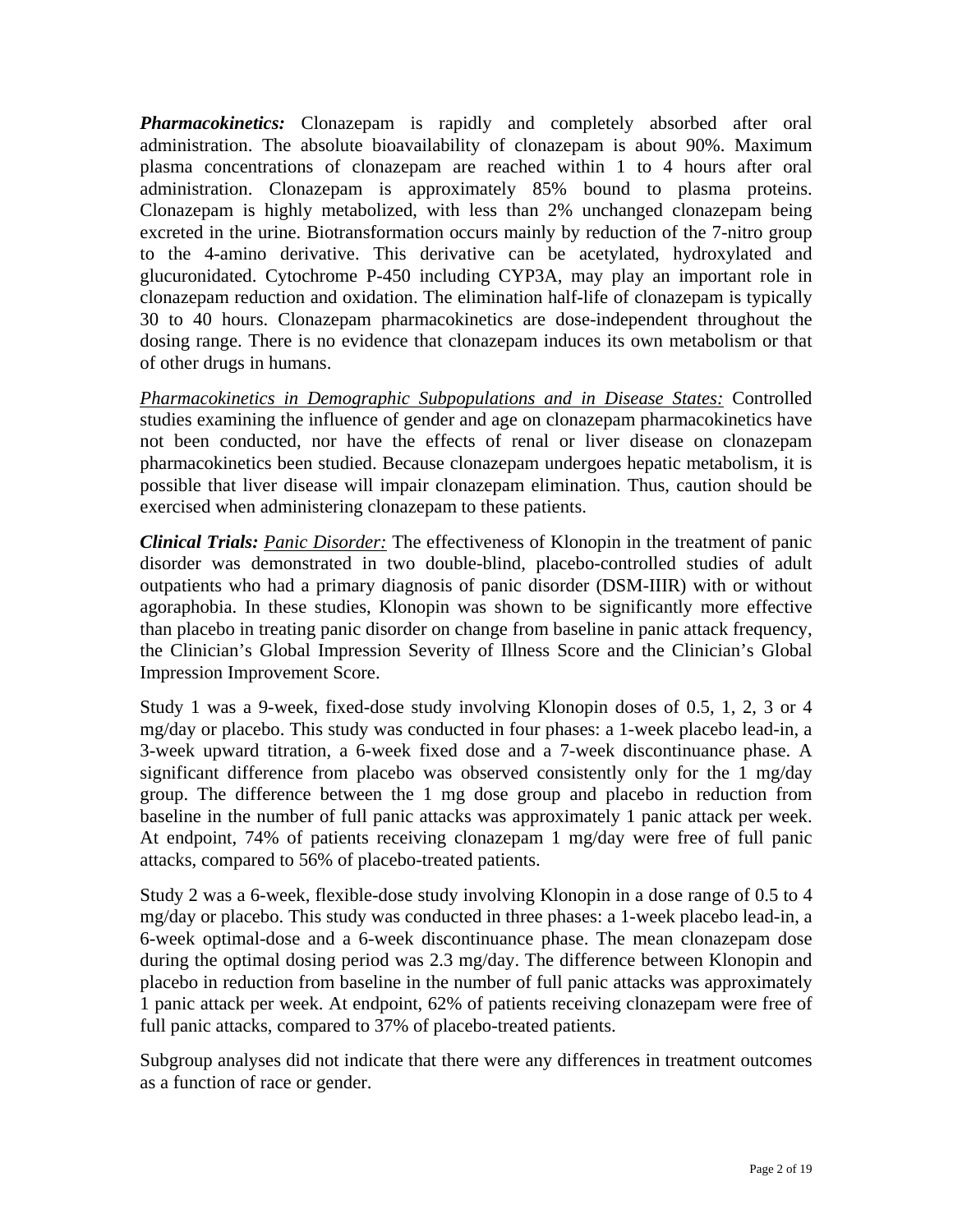***Pharmacokinetics:*** Clonazepam is rapidly and completely absorbed after oral administration. The absolute bioavailability of clonazepam is about 90%. Maximum plasma concentrations of clonazepam are reached within 1 to 4 hours after oral administration. Clonazepam is approximately 85% bound to plasma proteins. Clonazepam is highly metabolized, with less than 2% unchanged clonazepam being excreted in the urine. Biotransformation occurs mainly by reduction of the 7-nitro group to the 4-amino derivative. This derivative can be acetylated, hydroxylated and glucuronidated. Cytochrome P-450 including CYP3A, may play an important role in clonazepam reduction and oxidation. The elimination half-life of clonazepam is typically 30 to 40 hours. Clonazepam pharmacokinetics are dose-independent throughout the dosing range. There is no evidence that clonazepam induces its own metabolism or that of other drugs in humans.

*Pharmacokinetics in Demographic Subpopulations and in Disease States:* Controlled studies examining the influence of gender and age on clonazepam pharmacokinetics have not been conducted, nor have the effects of renal or liver disease on clonazepam pharmacokinetics been studied. Because clonazepam undergoes hepatic metabolism, it is possible that liver disease will impair clonazepam elimination. Thus, caution should be exercised when administering clonazepam to these patients.

***Clinical Trials:*** *Panic Disorder:* The effectiveness of Klonopin in the treatment of panic disorder was demonstrated in two double-blind, placebo-controlled studies of adult outpatients who had a primary diagnosis of panic disorder (DSM-IIIR) with or without agoraphobia. In these studies, Klonopin was shown to be significantly more effective than placebo in treating panic disorder on change from baseline in panic attack frequency, the Clinician's Global Impression Severity of Illness Score and the Clinician's Global Impression Improvement Score.

Study 1 was a 9-week, fixed-dose study involving Klonopin doses of 0.5, 1, 2, 3 or 4 mg/day or placebo. This study was conducted in four phases: a 1-week placebo lead-in, a 3-week upward titration, a 6-week fixed dose and a 7-week discontinuance phase. A significant difference from placebo was observed consistently only for the 1 mg/day group. The difference between the 1 mg dose group and placebo in reduction from baseline in the number of full panic attacks was approximately 1 panic attack per week. At endpoint, 74% of patients receiving clonazepam 1 mg/day were free of full panic attacks, compared to 56% of placebo-treated patients.

Study 2 was a 6-week, flexible-dose study involving Klonopin in a dose range of 0.5 to 4 mg/day or placebo. This study was conducted in three phases: a 1-week placebo lead-in, a 6-week optimal-dose and a 6-week discontinuance phase. The mean clonazepam dose during the optimal dosing period was 2.3 mg/day. The difference between Klonopin and placebo in reduction from baseline in the number of full panic attacks was approximately 1 panic attack per week. At endpoint, 62% of patients receiving clonazepam were free of full panic attacks, compared to 37% of placebo-treated patients.

Subgroup analyses did not indicate that there were any differences in treatment outcomes as a function of race or gender.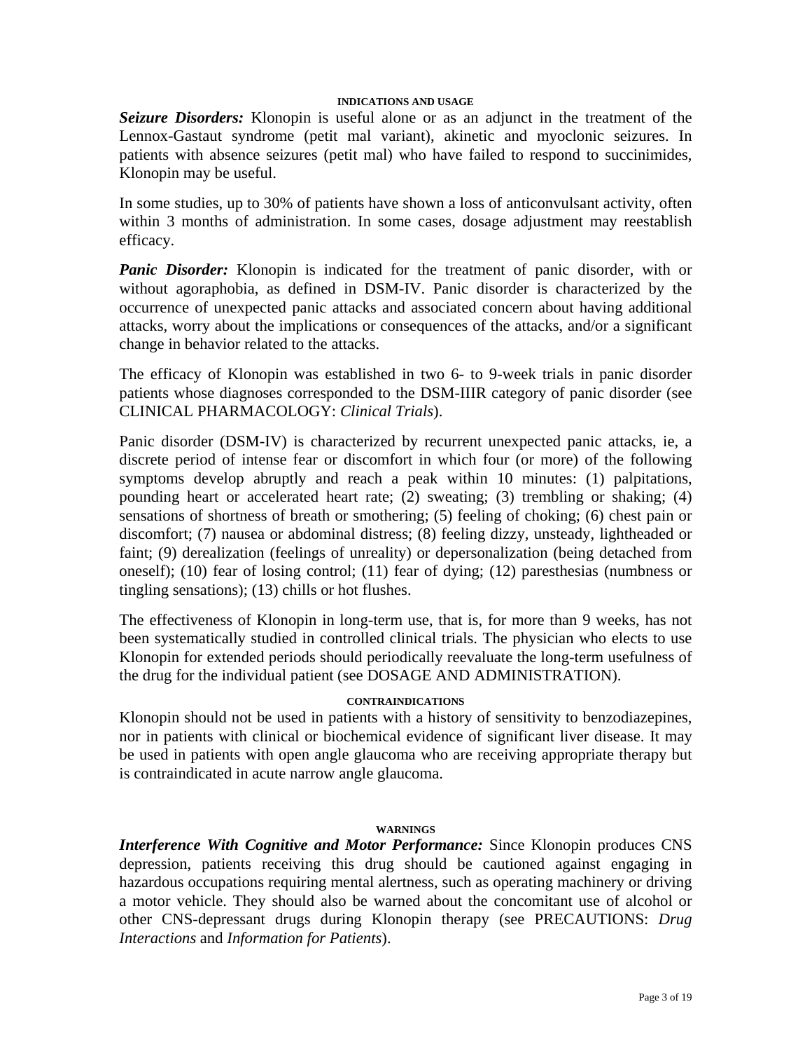## INDICATIONS AND USAGE

***Seizure Disorders:*** Klonopin is useful alone or as an adjunct in the treatment of the Lennox-Gastaut syndrome (petit mal variant), akinetic and myoclonic seizures. In patients with absence seizures (petit mal) who have failed to respond to succinimides, Klonopin may be useful.

In some studies, up to 30% of patients have shown a loss of anticonvulsant activity, often within 3 months of administration. In some cases, dosage adjustment may reestablish efficacy.

***Panic Disorder:*** Klonopin is indicated for the treatment of panic disorder, with or without agoraphobia, as defined in DSM-IV. Panic disorder is characterized by the occurrence of unexpected panic attacks and associated concern about having additional attacks, worry about the implications or consequences of the attacks, and/or a significant change in behavior related to the attacks.

The efficacy of Klonopin was established in two 6- to 9-week trials in panic disorder patients whose diagnoses corresponded to the DSM-IIIR category of panic disorder (see CLINICAL PHARMACOLOGY: *Clinical Trials*).

Panic disorder (DSM-IV) is characterized by recurrent unexpected panic attacks, ie, a discrete period of intense fear or discomfort in which four (or more) of the following symptoms develop abruptly and reach a peak within 10 minutes: (1) palpitations, pounding heart or accelerated heart rate; (2) sweating; (3) trembling or shaking; (4) sensations of shortness of breath or smothering; (5) feeling of choking; (6) chest pain or discomfort; (7) nausea or abdominal distress; (8) feeling dizzy, unsteady, lightheaded or faint; (9) derealization (feelings of unreality) or depersonalization (being detached from oneself); (10) fear of losing control; (11) fear of dying; (12) paresthesias (numbness or tingling sensations); (13) chills or hot flushes.

The effectiveness of Klonopin in long-term use, that is, for more than 9 weeks, has not been systematically studied in controlled clinical trials. The physician who elects to use Klonopin for extended periods should periodically reevaluate the long-term usefulness of the drug for the individual patient (see DOSAGE AND ADMINISTRATION).

## CONTRAINDICATIONS

Klonopin should not be used in patients with a history of sensitivity to benzodiazepines, nor in patients with clinical or biochemical evidence of significant liver disease. It may be used in patients with open angle glaucoma who are receiving appropriate therapy but is contraindicated in acute narrow angle glaucoma.

## WARNINGS

***Interference With Cognitive and Motor Performance:*** Since Klonopin produces CNS depression, patients receiving this drug should be cautioned against engaging in hazardous occupations requiring mental alertness, such as operating machinery or driving a motor vehicle. They should also be warned about the concomitant use of alcohol or other CNS-depressant drugs during Klonopin therapy (see PRECAUTIONS: *Drug Interactions* and *Information for Patients*).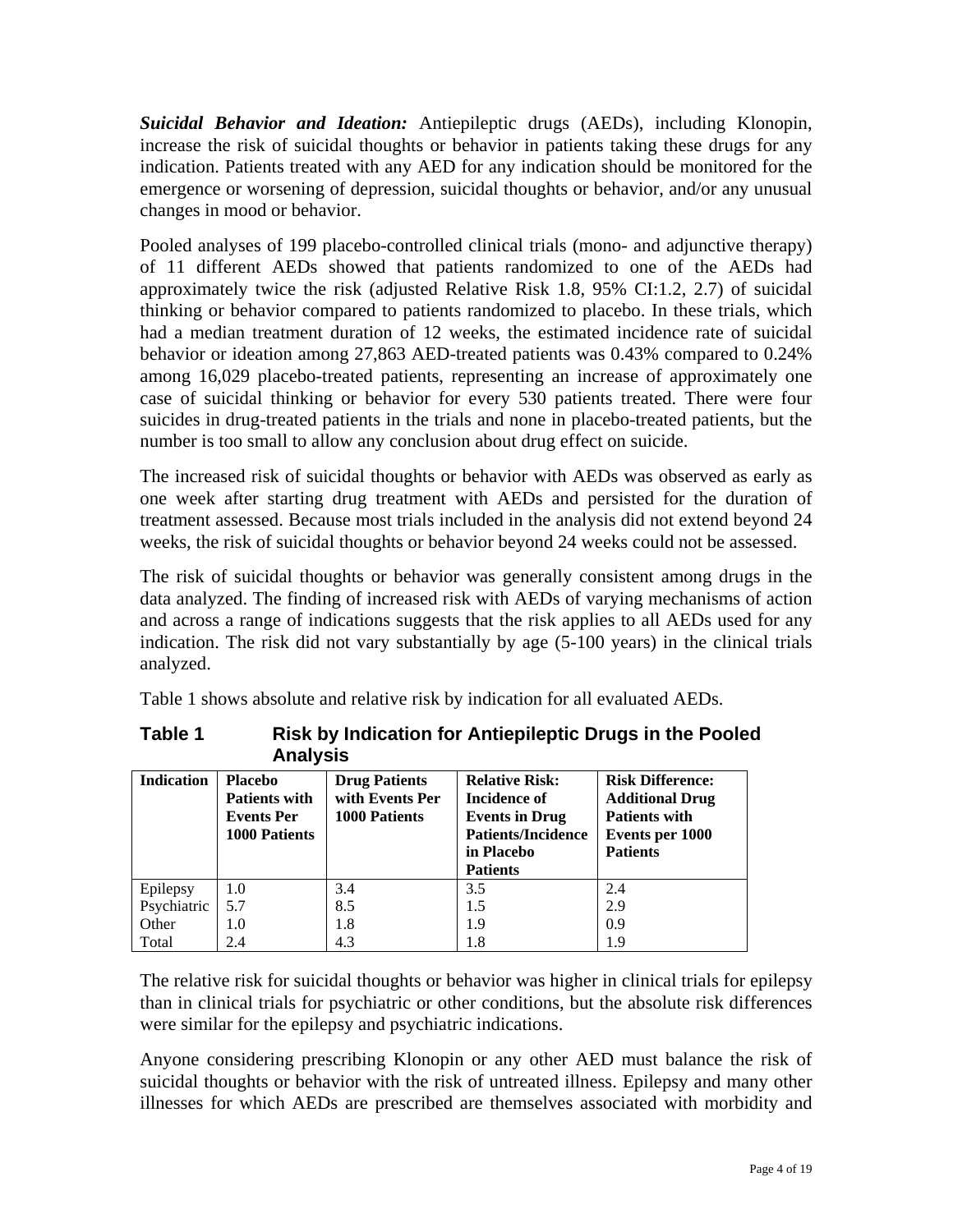***Suicidal Behavior and Ideation:*** Antiepileptic drugs (AEDs), including Klonopin, increase the risk of suicidal thoughts or behavior in patients taking these drugs for any indication. Patients treated with any AED for any indication should be monitored for the emergence or worsening of depression, suicidal thoughts or behavior, and/or any unusual changes in mood or behavior.

Pooled analyses of 199 placebo-controlled clinical trials (mono- and adjunctive therapy) of 11 different AEDs showed that patients randomized to one of the AEDs had approximately twice the risk (adjusted Relative Risk 1.8, 95% CI:1.2, 2.7) of suicidal thinking or behavior compared to patients randomized to placebo. In these trials, which had a median treatment duration of 12 weeks, the estimated incidence rate of suicidal behavior or ideation among 27,863 AED-treated patients was 0.43% compared to 0.24% among 16,029 placebo-treated patients, representing an increase of approximately one case of suicidal thinking or behavior for every 530 patients treated. There were four suicides in drug-treated patients in the trials and none in placebo-treated patients, but the number is too small to allow any conclusion about drug effect on suicide.

The increased risk of suicidal thoughts or behavior with AEDs was observed as early as one week after starting drug treatment with AEDs and persisted for the duration of treatment assessed. Because most trials included in the analysis did not extend beyond 24 weeks, the risk of suicidal thoughts or behavior beyond 24 weeks could not be assessed.

The risk of suicidal thoughts or behavior was generally consistent among drugs in the data analyzed. The finding of increased risk with AEDs of varying mechanisms of action and across a range of indications suggests that the risk applies to all AEDs used for any indication. The risk did not vary substantially by age (5-100 years) in the clinical trials analyzed.

Table 1 shows absolute and relative risk by indication for all evaluated AEDs.

**Table 1 Risk by Indication for Antiepileptic Drugs in the Pooled Analysis**

| Indication | Placebo Patients with Events Per 1000 Patients | Drug Patients with Events Per 1000 Patients | Relative Risk: Incidence of Events in Drug Patients/Incidence in Placebo Patients | Risk Difference: Additional Drug Patients with Events per 1000 Patients |
|---|---|---|---|---|
| Epilepsy | 1.0 | 3.4 | 3.5 | 2.4 |
| Psychiatric | 5.7 | 8.5 | 1.5 | 2.9 |
| Other | 1.0 | 1.8 | 1.9 | 0.9 |
| Total | 2.4 | 4.3 | 1.8 | 1.9 |

The relative risk for suicidal thoughts or behavior was higher in clinical trials for epilepsy than in clinical trials for psychiatric or other conditions, but the absolute risk differences were similar for the epilepsy and psychiatric indications.

Anyone considering prescribing Klonopin or any other AED must balance the risk of suicidal thoughts or behavior with the risk of untreated illness. Epilepsy and many other illnesses for which AEDs are prescribed are themselves associated with morbidity and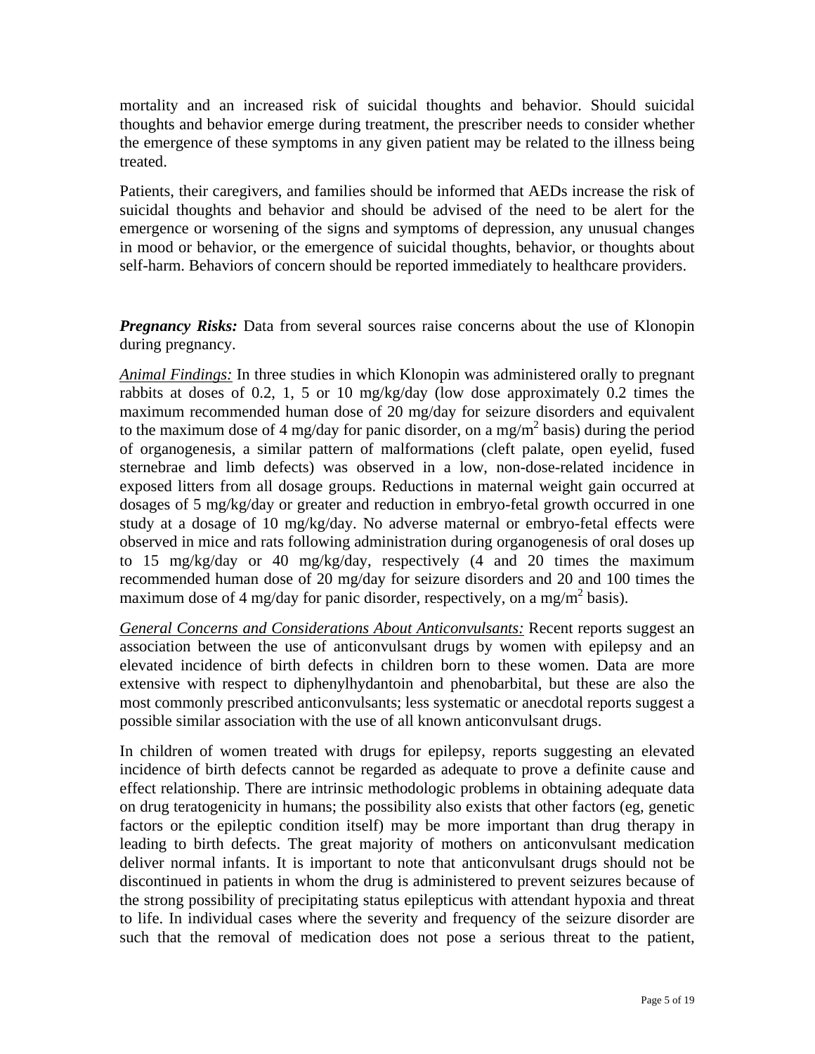mortality and an increased risk of suicidal thoughts and behavior. Should suicidal thoughts and behavior emerge during treatment, the prescriber needs to consider whether the emergence of these symptoms in any given patient may be related to the illness being treated.

Patients, their caregivers, and families should be informed that AEDs increase the risk of suicidal thoughts and behavior and should be advised of the need to be alert for the emergence or worsening of the signs and symptoms of depression, any unusual changes in mood or behavior, or the emergence of suicidal thoughts, behavior, or thoughts about self-harm. Behaviors of concern should be reported immediately to healthcare providers.

***Pregnancy Risks:*** Data from several sources raise concerns about the use of Klonopin during pregnancy.

*Animal Findings:* In three studies in which Klonopin was administered orally to pregnant rabbits at doses of 0.2, 1, 5 or 10 mg/kg/day (low dose approximately 0.2 times the maximum recommended human dose of 20 mg/day for seizure disorders and equivalent to the maximum dose of 4 mg/day for panic disorder, on a mg/$m^2$ basis) during the period of organogenesis, a similar pattern of malformations (cleft palate, open eyelid, fused sternebrae and limb defects) was observed in a low, non-dose-related incidence in exposed litters from all dosage groups. Reductions in maternal weight gain occurred at dosages of 5 mg/kg/day or greater and reduction in embryo-fetal growth occurred in one study at a dosage of 10 mg/kg/day. No adverse maternal or embryo-fetal effects were observed in mice and rats following administration during organogenesis of oral doses up to 15 mg/kg/day or 40 mg/kg/day, respectively (4 and 20 times the maximum recommended human dose of 20 mg/day for seizure disorders and 20 and 100 times the maximum dose of 4 mg/day for panic disorder, respectively, on a mg/$m^2$ basis).

*General Concerns and Considerations About Anticonvulsants:* Recent reports suggest an association between the use of anticonvulsant drugs by women with epilepsy and an elevated incidence of birth defects in children born to these women. Data are more extensive with respect to diphenylhydantoin and phenobarbital, but these are also the most commonly prescribed anticonvulsants; less systematic or anecdotal reports suggest a possible similar association with the use of all known anticonvulsant drugs.

In children of women treated with drugs for epilepsy, reports suggesting an elevated incidence of birth defects cannot be regarded as adequate to prove a definite cause and effect relationship. There are intrinsic methodologic problems in obtaining adequate data on drug teratogenicity in humans; the possibility also exists that other factors (eg, genetic factors or the epileptic condition itself) may be more important than drug therapy in leading to birth defects. The great majority of mothers on anticonvulsant medication deliver normal infants. It is important to note that anticonvulsant drugs should not be discontinued in patients in whom the drug is administered to prevent seizures because of the strong possibility of precipitating status epilepticus with attendant hypoxia and threat to life. In individual cases where the severity and frequency of the seizure disorder are such that the removal of medication does not pose a serious threat to the patient,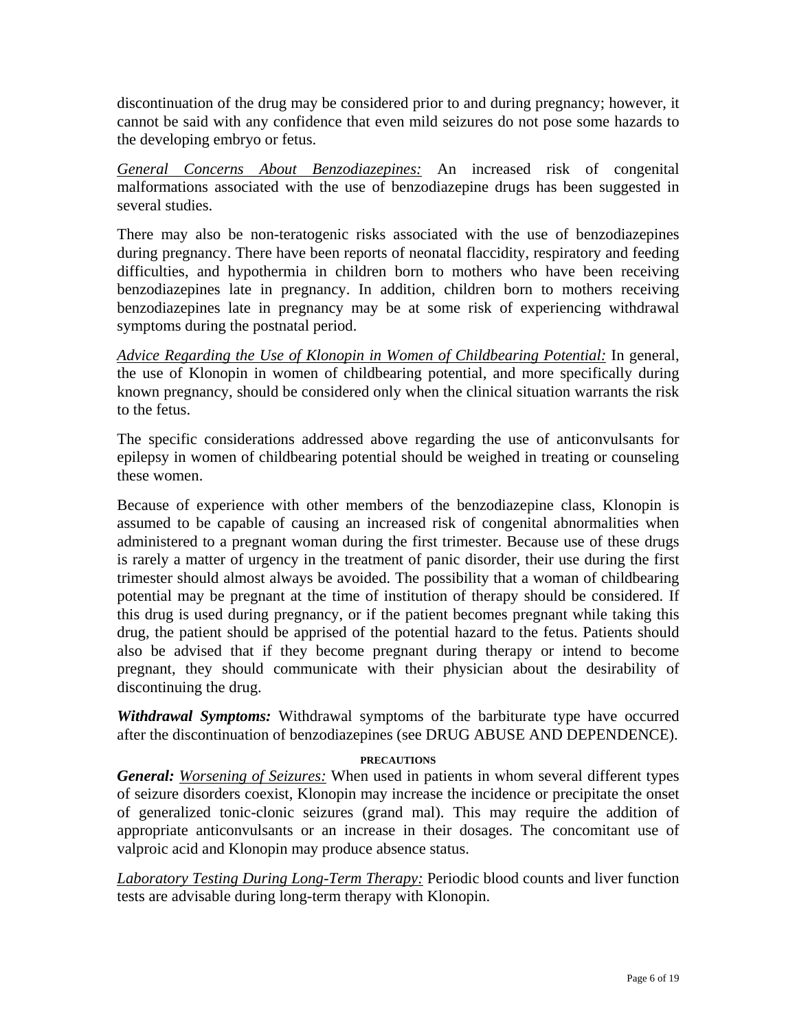discontinuation of the drug may be considered prior to and during pregnancy; however, it cannot be said with any confidence that even mild seizures do not pose some hazards to the developing embryo or fetus.

*General Concerns About Benzodiazepines:* An increased risk of congenital malformations associated with the use of benzodiazepine drugs has been suggested in several studies.

There may also be non-teratogenic risks associated with the use of benzodiazepines during pregnancy. There have been reports of neonatal flaccidity, respiratory and feeding difficulties, and hypothermia in children born to mothers who have been receiving benzodiazepines late in pregnancy. In addition, children born to mothers receiving benzodiazepines late in pregnancy may be at some risk of experiencing withdrawal symptoms during the postnatal period.

*Advice Regarding the Use of Klonopin in Women of Childbearing Potential:* In general, the use of Klonopin in women of childbearing potential, and more specifically during known pregnancy, should be considered only when the clinical situation warrants the risk to the fetus.

The specific considerations addressed above regarding the use of anticonvulsants for epilepsy in women of childbearing potential should be weighed in treating or counseling these women.

Because of experience with other members of the benzodiazepine class, Klonopin is assumed to be capable of causing an increased risk of congenital abnormalities when administered to a pregnant woman during the first trimester. Because use of these drugs is rarely a matter of urgency in the treatment of panic disorder, their use during the first trimester should almost always be avoided. The possibility that a woman of childbearing potential may be pregnant at the time of institution of therapy should be considered. If this drug is used during pregnancy, or if the patient becomes pregnant while taking this drug, the patient should be apprised of the potential hazard to the fetus. Patients should also be advised that if they become pregnant during therapy or intend to become pregnant, they should communicate with their physician about the desirability of discontinuing the drug.

***Withdrawal Symptoms:*** Withdrawal symptoms of the barbiturate type have occurred after the discontinuation of benzodiazepines (see DRUG ABUSE AND DEPENDENCE).

## PRECAUTIONS

***General:*** *Worsening of Seizures:* When used in patients in whom several different types of seizure disorders coexist, Klonopin may increase the incidence or precipitate the onset of generalized tonic-clonic seizures (grand mal). This may require the addition of appropriate anticonvulsants or an increase in their dosages. The concomitant use of valproic acid and Klonopin may produce absence status.

*Laboratory Testing During Long-Term Therapy:* Periodic blood counts and liver function tests are advisable during long-term therapy with Klonopin.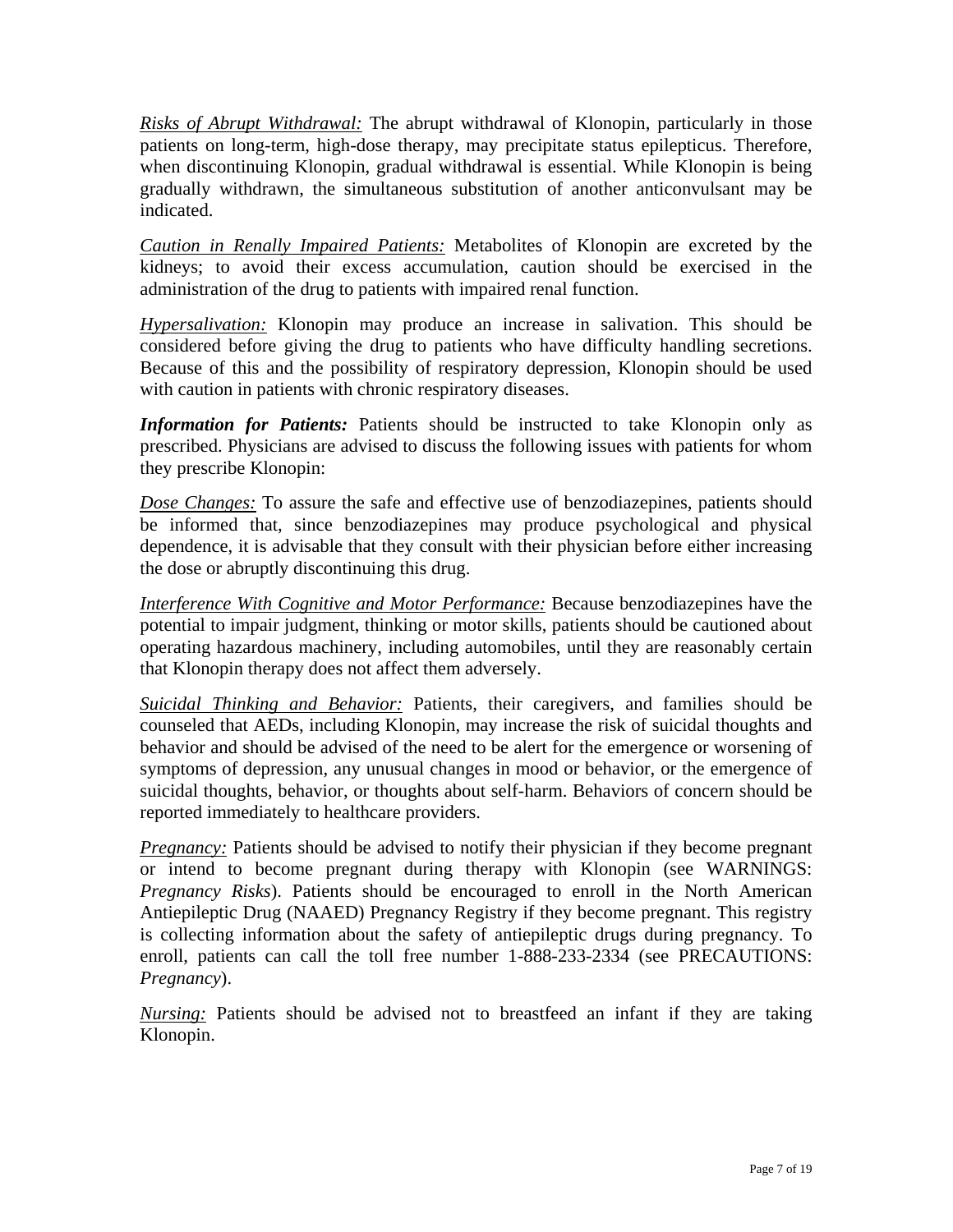*Risks of Abrupt Withdrawal:* The abrupt withdrawal of Klonopin, particularly in those patients on long-term, high-dose therapy, may precipitate status epilepticus. Therefore, when discontinuing Klonopin, gradual withdrawal is essential. While Klonopin is being gradually withdrawn, the simultaneous substitution of another anticonvulsant may be indicated.

*Caution in Renally Impaired Patients:* Metabolites of Klonopin are excreted by the kidneys; to avoid their excess accumulation, caution should be exercised in the administration of the drug to patients with impaired renal function.

*Hypersalivation:* Klonopin may produce an increase in salivation. This should be considered before giving the drug to patients who have difficulty handling secretions. Because of this and the possibility of respiratory depression, Klonopin should be used with caution in patients with chronic respiratory diseases.

***Information for Patients:*** Patients should be instructed to take Klonopin only as prescribed. Physicians are advised to discuss the following issues with patients for whom they prescribe Klonopin:

*Dose Changes:* To assure the safe and effective use of benzodiazepines, patients should be informed that, since benzodiazepines may produce psychological and physical dependence, it is advisable that they consult with their physician before either increasing the dose or abruptly discontinuing this drug.

*Interference With Cognitive and Motor Performance:* Because benzodiazepines have the potential to impair judgment, thinking or motor skills, patients should be cautioned about operating hazardous machinery, including automobiles, until they are reasonably certain that Klonopin therapy does not affect them adversely.

*Suicidal Thinking and Behavior:* Patients, their caregivers, and families should be counseled that AEDs, including Klonopin, may increase the risk of suicidal thoughts and behavior and should be advised of the need to be alert for the emergence or worsening of symptoms of depression, any unusual changes in mood or behavior, or the emergence of suicidal thoughts, behavior, or thoughts about self-harm. Behaviors of concern should be reported immediately to healthcare providers.

*Pregnancy:* Patients should be advised to notify their physician if they become pregnant or intend to become pregnant during therapy with Klonopin (see WARNINGS: *Pregnancy Risks*). Patients should be encouraged to enroll in the North American Antiepileptic Drug (NAAED) Pregnancy Registry if they become pregnant. This registry is collecting information about the safety of antiepileptic drugs during pregnancy. To enroll, patients can call the toll free number 1-888-233-2334 (see PRECAUTIONS: *Pregnancy*).

*Nursing:* Patients should be advised not to breastfeed an infant if they are taking Klonopin.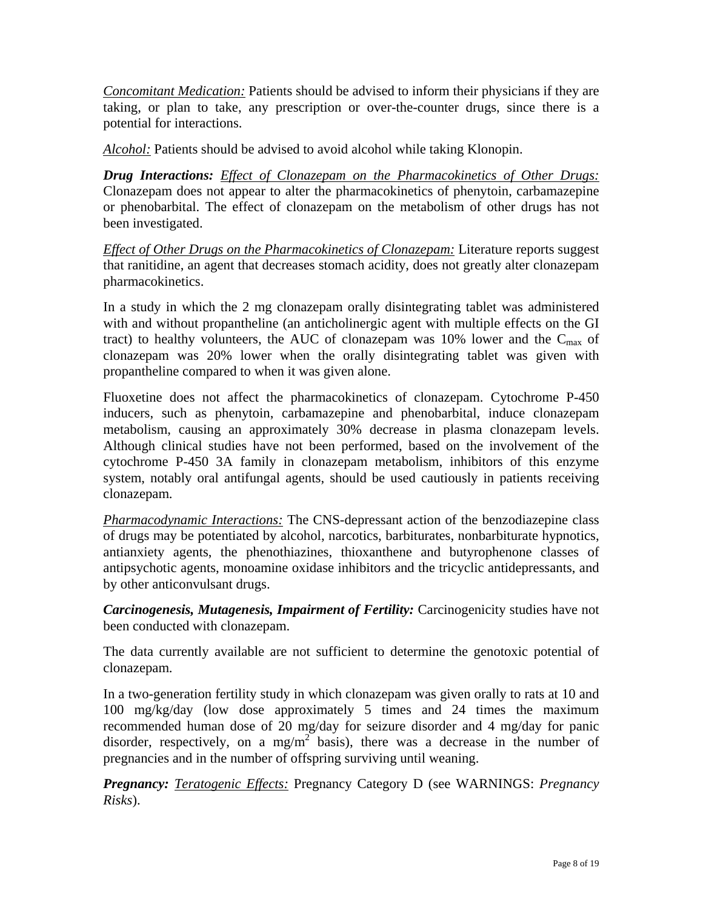*Concomitant Medication:* Patients should be advised to inform their physicians if they are taking, or plan to take, any prescription or over-the-counter drugs, since there is a potential for interactions.

*Alcohol:* Patients should be advised to avoid alcohol while taking Klonopin.

***Drug Interactions:*** *Effect of Clonazepam on the Pharmacokinetics of Other Drugs:* Clonazepam does not appear to alter the pharmacokinetics of phenytoin, carbamazepine or phenobarbital. The effect of clonazepam on the metabolism of other drugs has not been investigated.

*Effect of Other Drugs on the Pharmacokinetics of Clonazepam:* Literature reports suggest that ranitidine, an agent that decreases stomach acidity, does not greatly alter clonazepam pharmacokinetics.

In a study in which the 2 mg clonazepam orally disintegrating tablet was administered with and without propantheline (an anticholinergic agent with multiple effects on the GI tract) to healthy volunteers, the AUC of clonazepam was 10% lower and the $C_{max}$ of clonazepam was 20% lower when the orally disintegrating tablet was given with propantheline compared to when it was given alone.

Fluoxetine does not affect the pharmacokinetics of clonazepam. Cytochrome P-450 inducers, such as phenytoin, carbamazepine and phenobarbital, induce clonazepam metabolism, causing an approximately 30% decrease in plasma clonazepam levels. Although clinical studies have not been performed, based on the involvement of the cytochrome P-450 3A family in clonazepam metabolism, inhibitors of this enzyme system, notably oral antifungal agents, should be used cautiously in patients receiving clonazepam.

*Pharmacodynamic Interactions:* The CNS-depressant action of the benzodiazepine class of drugs may be potentiated by alcohol, narcotics, barbiturates, nonbarbiturate hypnotics, antianxiety agents, the phenothiazines, thioxanthene and butyrophenone classes of antipsychotic agents, monoamine oxidase inhibitors and the tricyclic antidepressants, and by other anticonvulsant drugs.

***Carcinogenesis, Mutagenesis, Impairment of Fertility:*** Carcinogenicity studies have not been conducted with clonazepam.

The data currently available are not sufficient to determine the genotoxic potential of clonazepam.

In a two-generation fertility study in which clonazepam was given orally to rats at 10 and 100 mg/kg/day (low dose approximately 5 times and 24 times the maximum recommended human dose of 20 mg/day for seizure disorder and 4 mg/day for panic disorder, respectively, on a $mg/m^2$ basis), there was a decrease in the number of pregnancies and in the number of offspring surviving until weaning.

***Pregnancy:*** *Teratogenic Effects:* Pregnancy Category D (see WARNINGS: *Pregnancy Risks*).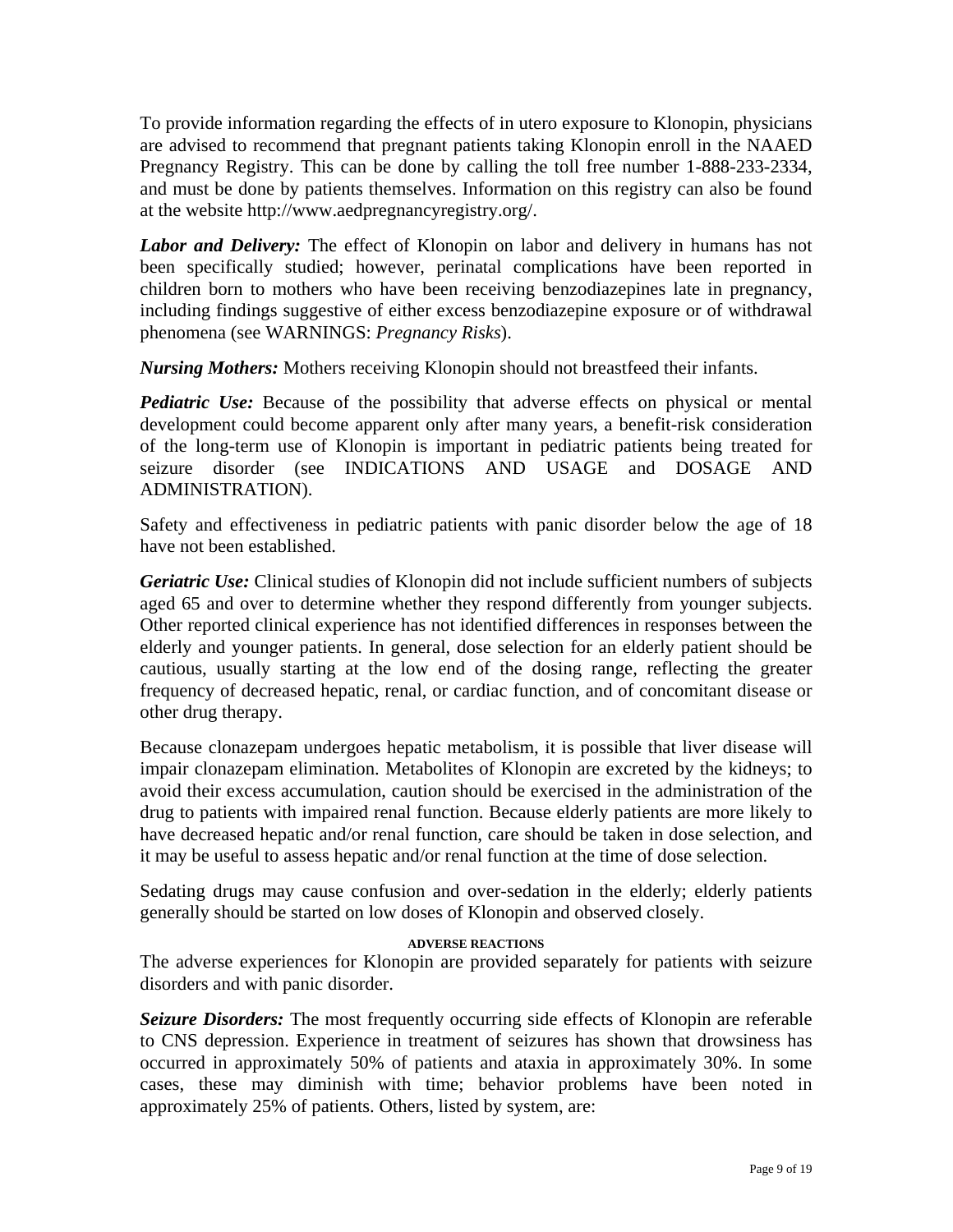To provide information regarding the effects of in utero exposure to Klonopin, physicians are advised to recommend that pregnant patients taking Klonopin enroll in the NAAED Pregnancy Registry. This can be done by calling the toll free number 1-888-233-2334, and must be done by patients themselves. Information on this registry can also be found at the website http://www.aedpregnancyregistry.org/.

***Labor and Delivery:*** The effect of Klonopin on labor and delivery in humans has not been specifically studied; however, perinatal complications have been reported in children born to mothers who have been receiving benzodiazepines late in pregnancy, including findings suggestive of either excess benzodiazepine exposure or of withdrawal phenomena (see WARNINGS: *Pregnancy Risks*).

***Nursing Mothers:*** Mothers receiving Klonopin should not breastfeed their infants.

***Pediatric Use:*** Because of the possibility that adverse effects on physical or mental development could become apparent only after many years, a benefit-risk consideration of the long-term use of Klonopin is important in pediatric patients being treated for seizure disorder (see INDICATIONS AND USAGE and DOSAGE AND ADMINISTRATION).

Safety and effectiveness in pediatric patients with panic disorder below the age of 18 have not been established.

***Geriatric Use:*** Clinical studies of Klonopin did not include sufficient numbers of subjects aged 65 and over to determine whether they respond differently from younger subjects. Other reported clinical experience has not identified differences in responses between the elderly and younger patients. In general, dose selection for an elderly patient should be cautious, usually starting at the low end of the dosing range, reflecting the greater frequency of decreased hepatic, renal, or cardiac function, and of concomitant disease or other drug therapy.

Because clonazepam undergoes hepatic metabolism, it is possible that liver disease will impair clonazepam elimination. Metabolites of Klonopin are excreted by the kidneys; to avoid their excess accumulation, caution should be exercised in the administration of the drug to patients with impaired renal function. Because elderly patients are more likely to have decreased hepatic and/or renal function, care should be taken in dose selection, and it may be useful to assess hepatic and/or renal function at the time of dose selection.

Sedating drugs may cause confusion and over-sedation in the elderly; elderly patients generally should be started on low doses of Klonopin and observed closely.

## ADVERSE REACTIONS

The adverse experiences for Klonopin are provided separately for patients with seizure disorders and with panic disorder.

***Seizure Disorders:*** The most frequently occurring side effects of Klonopin are referable to CNS depression. Experience in treatment of seizures has shown that drowsiness has occurred in approximately 50% of patients and ataxia in approximately 30%. In some cases, these may diminish with time; behavior problems have been noted in approximately 25% of patients. Others, listed by system, are: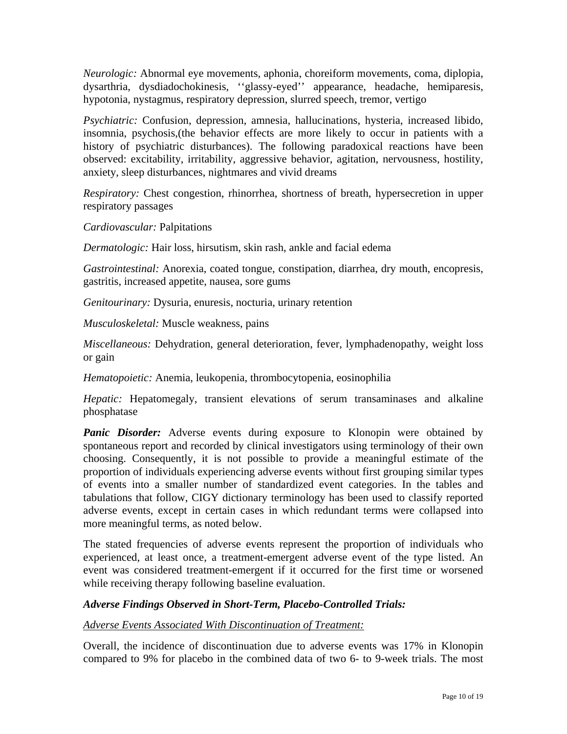*Neurologic:* Abnormal eye movements, aphonia, choreiform movements, coma, diplopia, dysarthria, dysdiadochokinesis, ''glassy-eyed'' appearance, headache, hemiparesis, hypotonia, nystagmus, respiratory depression, slurred speech, tremor, vertigo

*Psychiatric:* Confusion, depression, amnesia, hallucinations, hysteria, increased libido, insomnia, psychosis,(the behavior effects are more likely to occur in patients with a history of psychiatric disturbances). The following paradoxical reactions have been observed: excitability, irritability, aggressive behavior, agitation, nervousness, hostility, anxiety, sleep disturbances, nightmares and vivid dreams

*Respiratory:* Chest congestion, rhinorrhea, shortness of breath, hypersecretion in upper respiratory passages

*Cardiovascular:* Palpitations

*Dermatologic:* Hair loss, hirsutism, skin rash, ankle and facial edema

*Gastrointestinal:* Anorexia, coated tongue, constipation, diarrhea, dry mouth, encopresis, gastritis, increased appetite, nausea, sore gums

*Genitourinary:* Dysuria, enuresis, nocturia, urinary retention

*Musculoskeletal:* Muscle weakness, pains

*Miscellaneous:* Dehydration, general deterioration, fever, lymphadenopathy, weight loss or gain

*Hematopoietic:* Anemia, leukopenia, thrombocytopenia, eosinophilia

*Hepatic:* Hepatomegaly, transient elevations of serum transaminases and alkaline phosphatase

***Panic Disorder:*** Adverse events during exposure to Klonopin were obtained by spontaneous report and recorded by clinical investigators using terminology of their own choosing. Consequently, it is not possible to provide a meaningful estimate of the proportion of individuals experiencing adverse events without first grouping similar types of events into a smaller number of standardized event categories. In the tables and tabulations that follow, CIGY dictionary terminology has been used to classify reported adverse events, except in certain cases in which redundant terms were collapsed into more meaningful terms, as noted below.

The stated frequencies of adverse events represent the proportion of individuals who experienced, at least once, a treatment-emergent adverse event of the type listed. An event was considered treatment-emergent if it occurred for the first time or worsened while receiving therapy following baseline evaluation.

***Adverse Findings Observed in Short-Term, Placebo-Controlled Trials:***

*Adverse Events Associated With Discontinuation of Treatment:*

Overall, the incidence of discontinuation due to adverse events was 17% in Klonopin compared to 9% for placebo in the combined data of two 6- to 9-week trials. The most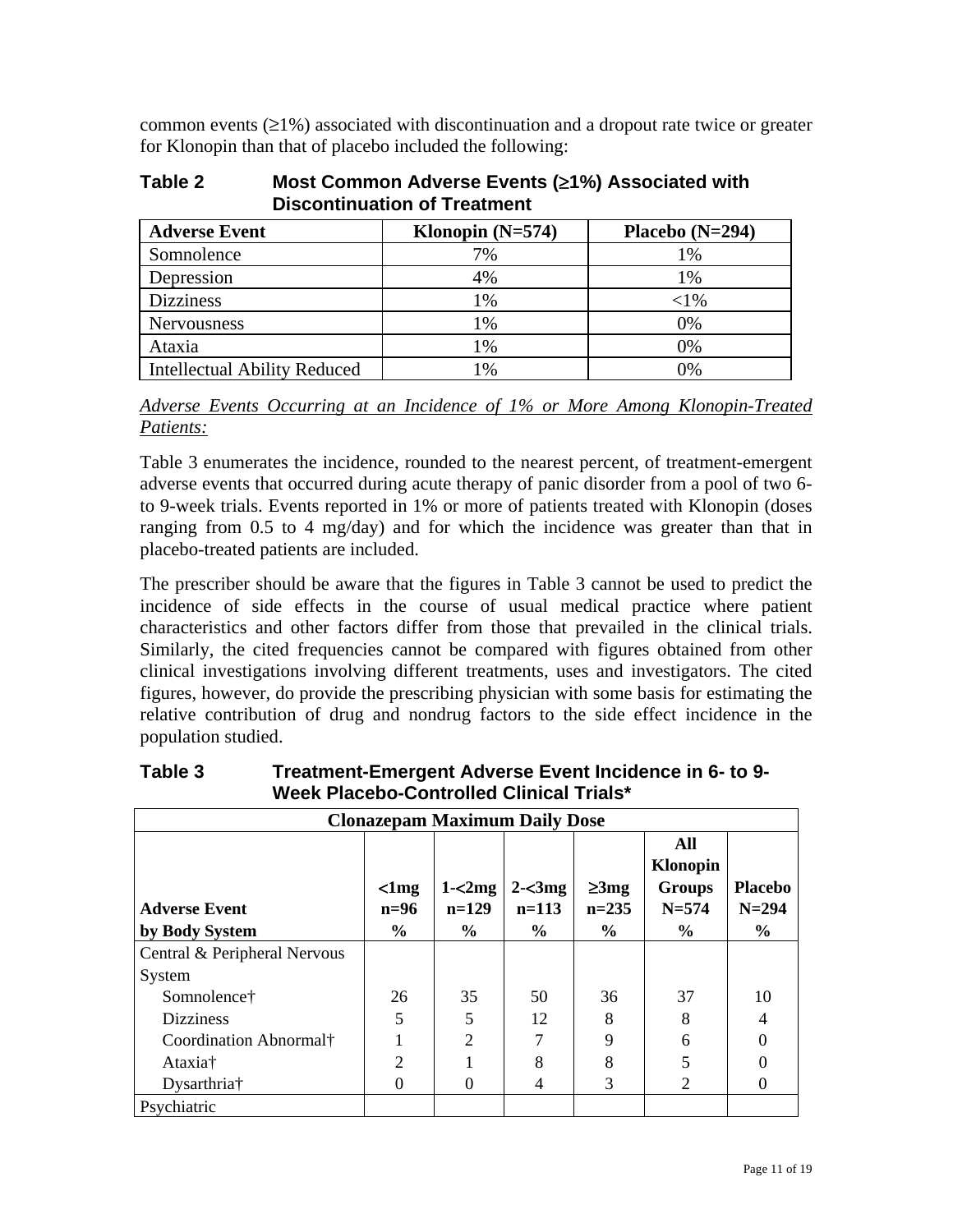common events (≥1%) associated with discontinuation and a dropout rate twice or greater for Klonopin than that of placebo included the following:

**Table 2 Most Common Adverse Events (≥1%) Associated with Discontinuation of Treatment**

| Adverse Event | Klonopin (N=574) | Placebo (N=294) |
|---|---|---|
| Somnolence | 7% | 1% |
| Depression | 4% | 1% |
| Dizziness | 1% | <1% |
| Nervousness | 1% | 0% |
| Ataxia | 1% | 0% |
| Intellectual Ability Reduced | 1% | 0% |

*Adverse Events Occurring at an Incidence of 1% or More Among Klonopin-Treated Patients:*

Table 3 enumerates the incidence, rounded to the nearest percent, of treatment-emergent adverse events that occurred during acute therapy of panic disorder from a pool of two 6- to 9-week trials. Events reported in 1% or more of patients treated with Klonopin (doses ranging from 0.5 to 4 mg/day) and for which the incidence was greater than that in placebo-treated patients are included.

The prescriber should be aware that the figures in Table 3 cannot be used to predict the incidence of side effects in the course of usual medical practice where patient characteristics and other factors differ from those that prevailed in the clinical trials. Similarly, the cited frequencies cannot be compared with figures obtained from other clinical investigations involving different treatments, uses and investigators. The cited figures, however, do provide the prescribing physician with some basis for estimating the relative contribution of drug and nondrug factors to the side effect incidence in the population studied.

**Table 3 Treatment-Emergent Adverse Event Incidence in 6- to 9-Week Placebo-Controlled Clinical Trials***

| Clonazepam Maximum Daily Dose | | | | | | |
|---|---|---|---|---|---|---|
| **Adverse Event by Body System** | **<1mg n=96 %** | **1-<2mg n=129 %** | **2-<3mg n=113 %** | **≥3mg n=235 %** | **All Klonopin Groups N=574 %** | **Placebo N=294 %** |
| Central & Peripheral Nervous System | | | | | | |
| Somnolence† | 26 | 35 | 50 | 36 | 37 | 10 |
| Dizziness | 5 | 5 | 12 | 8 | 8 | 4 |
| Coordination Abnormal† | 1 | 2 | 7 | 9 | 6 | 0 |
| Ataxia† | 2 | 1 | 8 | 8 | 5 | 0 |
| Dysarthria† | 0 | 0 | 4 | 3 | 2 | 0 |
| Psychiatric | | | | | | |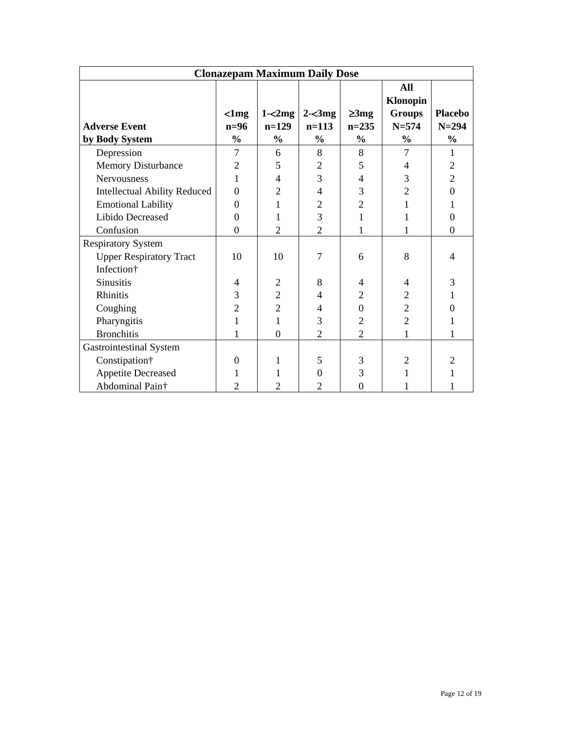| Clonazepam Maximum Daily Dose | | | | | | |
|---|---|---|---|---|---|---|
| **Adverse Event by Body System** | **<1mg n=96 %** | **1-<2mg n=129 %** | **2-<3mg n=113 %** | **≥3mg n=235 %** | **All Klonopin Groups N=574 %** | **Placebo N=294 %** |
| Depression | 7 | 6 | 8 | 8 | 7 | 1 |
| Memory Disturbance | 2 | 5 | 2 | 5 | 4 | 2 |
| Nervousness | 1 | 4 | 3 | 4 | 3 | 2 |
| Intellectual Ability Reduced | 0 | 2 | 4 | 3 | 2 | 0 |
| Emotional Lability | 0 | 1 | 2 | 2 | 1 | 1 |
| Libido Decreased | 0 | 1 | 3 | 1 | 1 | 0 |
| Confusion | 0 | 2 | 2 | 1 | 1 | 0 |
| Respiratory System | | | | | | |
| Upper Respiratory Tract Infection† | 10 | 10 | 7 | 6 | 8 | 4 |
| Sinusitis | 4 | 2 | 8 | 4 | 4 | 3 |
| Rhinitis | 3 | 2 | 4 | 2 | 2 | 1 |
| Coughing | 2 | 2 | 4 | 0 | 2 | 0 |
| Pharyngitis | 1 | 1 | 3 | 2 | 2 | 1 |
| Bronchitis | 1 | 0 | 2 | 2 | 1 | 1 |
| Gastrointestinal System | | | | | | |
| Constipation† | 0 | 1 | 5 | 3 | 2 | 2 |
| Appetite Decreased | 1 | 1 | 0 | 3 | 1 | 1 |
| Abdominal Pain† | 2 | 2 | 2 | 0 | 1 | 1 |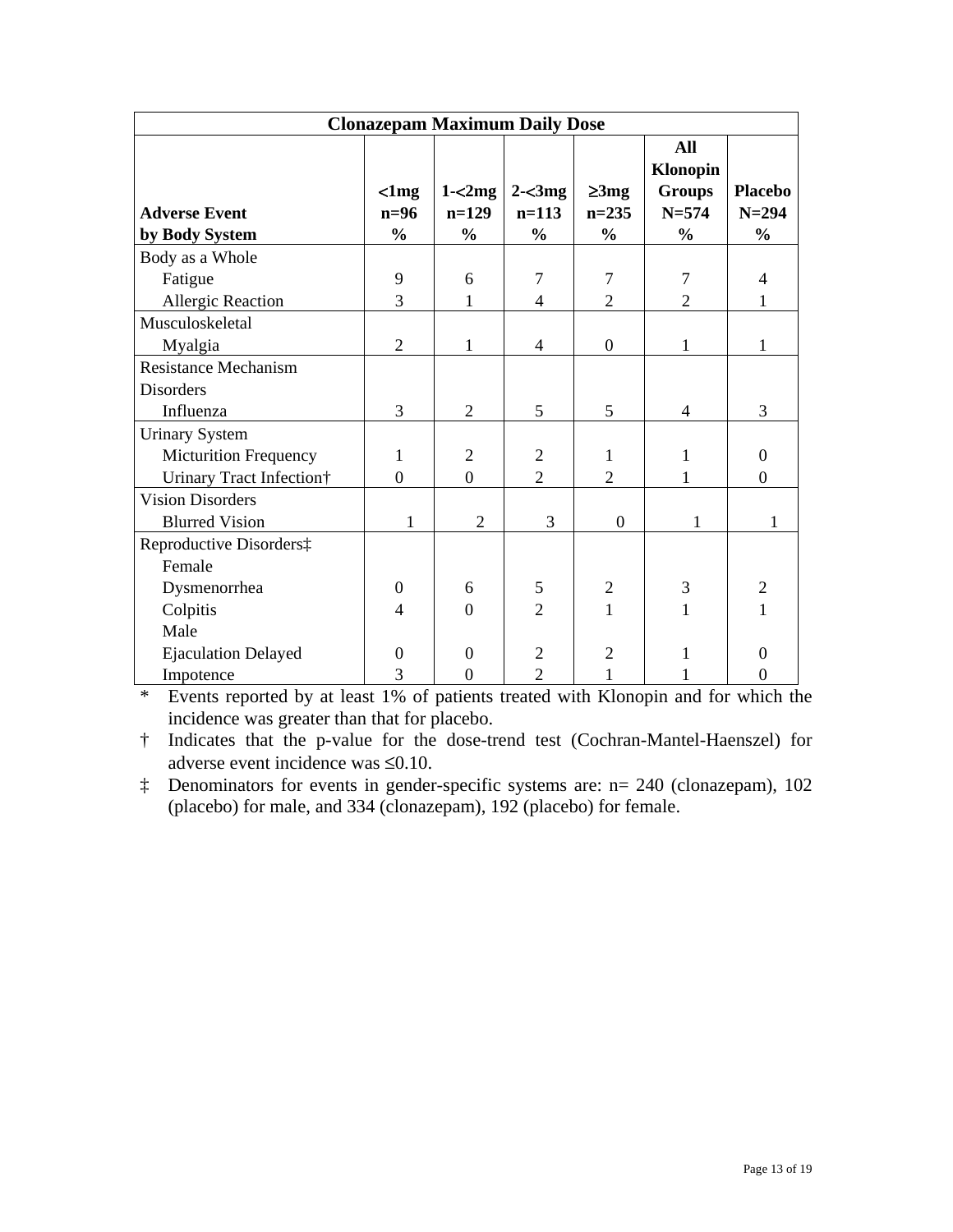| Clonazepam Maximum Daily Dose | | | | | | |
|---|---|---|---|---|---|---|
| **Adverse Event by Body System** | **<1mg n=96 %** | **1-<2mg n=129 %** | **2-<3mg n=113 %** | **≥3mg n=235 %** | **All Klonopin Groups N=574 %** | **Placebo N=294 %** |
| Body as a Whole | | | | | | |
| Fatigue | 9 | 6 | 7 | 7 | 7 | 4 |
| Allergic Reaction | 3 | 1 | 4 | 2 | 2 | 1 |
| Musculoskeletal | | | | | | |
| Myalgia | 2 | 1 | 4 | 0 | 1 | 1 |
| Resistance Mechanism Disorders | | | | | | |
| Influenza | 3 | 2 | 5 | 5 | 4 | 3 |
| Urinary System | | | | | | |
| Micturition Frequency | 1 | 2 | 2 | 1 | 1 | 0 |
| Urinary Tract Infection† | 0 | 0 | 2 | 2 | 1 | 0 |
| Vision Disorders | | | | | | |
| Blurred Vision | 1 | 2 | 3 | 0 | 1 | 1 |
| Reproductive Disorders‡ | | | | | | |
| Female | | | | | | |
| Dysmenorrhea | 0 | 6 | 5 | 2 | 3 | 2 |
| Colpitis | 4 | 0 | 2 | 1 | 1 | 1 |
| Male | | | | | | |
| Ejaculation Delayed | 0 | 0 | 2 | 2 | 1 | 0 |
| Impotence | 3 | 0 | 2 | 1 | 1 | 0 |

\* Events reported by at least 1% of patients treated with Klonopin and for which the incidence was greater than that for placebo.

† Indicates that the p-value for the dose-trend test (Cochran-Mantel-Haenszel) for adverse event incidence was $\leq 0.10$.

‡ Denominators for events in gender-specific systems are: n= 240 (clonazepam), 102 (placebo) for male, and 334 (clonazepam), 192 (placebo) for female.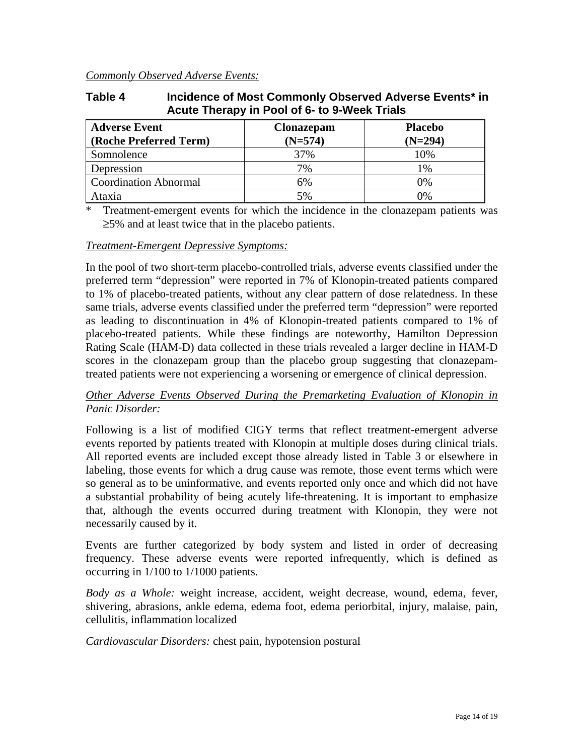*Commonly Observed Adverse Events:*

**Table 4 Incidence of Most Commonly Observed Adverse Events* in Acute Therapy in Pool of 6- to 9-Week Trials**

| Adverse Event (Roche Preferred Term) | Clonazepam (N=574) | Placebo (N=294) |
|---|---|---|
| Somnolence | 37% | 10% |
| Depression | 7% | 1% |
| Coordination Abnormal | 6% | 0% |
| Ataxia | 5% | 0% |

\* Treatment-emergent events for which the incidence in the clonazepam patients was ≥5% and at least twice that in the placebo patients.

*Treatment-Emergent Depressive Symptoms:*

In the pool of two short-term placebo-controlled trials, adverse events classified under the preferred term "depression" were reported in 7% of Klonopin-treated patients compared to 1% of placebo-treated patients, without any clear pattern of dose relatedness. In these same trials, adverse events classified under the preferred term "depression" were reported as leading to discontinuation in 4% of Klonopin-treated patients compared to 1% of placebo-treated patients. While these findings are noteworthy, Hamilton Depression Rating Scale (HAM-D) data collected in these trials revealed a larger decline in HAM-D scores in the clonazepam group than the placebo group suggesting that clonazepam-treated patients were not experiencing a worsening or emergence of clinical depression.

*Other Adverse Events Observed During the Premarketing Evaluation of Klonopin in Panic Disorder:*

Following is a list of modified CIGY terms that reflect treatment-emergent adverse events reported by patients treated with Klonopin at multiple doses during clinical trials. All reported events are included except those already listed in Table 3 or elsewhere in labeling, those events for which a drug cause was remote, those event terms which were so general as to be uninformative, and events reported only once and which did not have a substantial probability of being acutely life-threatening. It is important to emphasize that, although the events occurred during treatment with Klonopin, they were not necessarily caused by it.

Events are further categorized by body system and listed in order of decreasing frequency. These adverse events were reported infrequently, which is defined as occurring in 1/100 to 1/1000 patients.

*Body as a Whole:* weight increase, accident, weight decrease, wound, edema, fever, shivering, abrasions, ankle edema, edema foot, edema periorbital, injury, malaise, pain, cellulitis, inflammation localized

*Cardiovascular Disorders:* chest pain, hypotension postural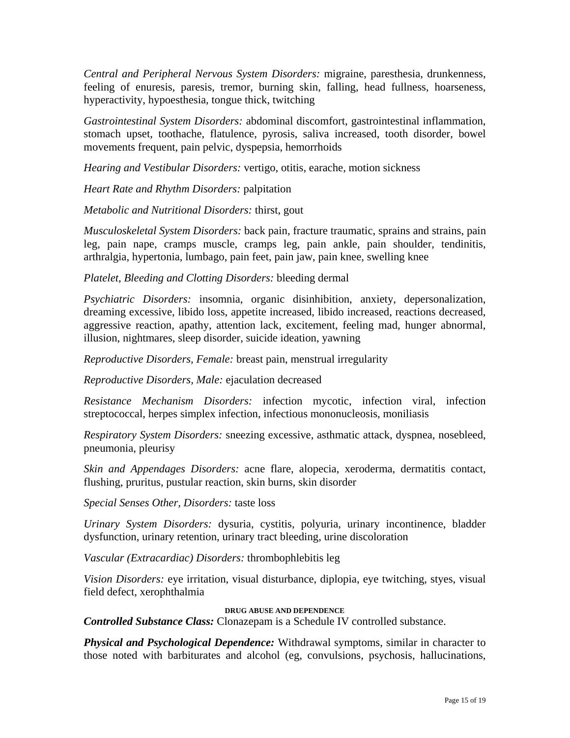*Central and Peripheral Nervous System Disorders:* migraine, paresthesia, drunkenness, feeling of enuresis, paresis, tremor, burning skin, falling, head fullness, hoarseness, hyperactivity, hypoesthesia, tongue thick, twitching

*Gastrointestinal System Disorders:* abdominal discomfort, gastrointestinal inflammation, stomach upset, toothache, flatulence, pyrosis, saliva increased, tooth disorder, bowel movements frequent, pain pelvic, dyspepsia, hemorrhoids

*Hearing and Vestibular Disorders:* vertigo, otitis, earache, motion sickness

*Heart Rate and Rhythm Disorders:* palpitation

*Metabolic and Nutritional Disorders:* thirst, gout

*Musculoskeletal System Disorders:* back pain, fracture traumatic, sprains and strains, pain leg, pain nape, cramps muscle, cramps leg, pain ankle, pain shoulder, tendinitis, arthralgia, hypertonia, lumbago, pain feet, pain jaw, pain knee, swelling knee

*Platelet, Bleeding and Clotting Disorders:* bleeding dermal

*Psychiatric Disorders:* insomnia, organic disinhibition, anxiety, depersonalization, dreaming excessive, libido loss, appetite increased, libido increased, reactions decreased, aggressive reaction, apathy, attention lack, excitement, feeling mad, hunger abnormal, illusion, nightmares, sleep disorder, suicide ideation, yawning

*Reproductive Disorders, Female:* breast pain, menstrual irregularity

*Reproductive Disorders, Male:* ejaculation decreased

*Resistance Mechanism Disorders:* infection mycotic, infection viral, infection streptococcal, herpes simplex infection, infectious mononucleosis, moniliasis

*Respiratory System Disorders:* sneezing excessive, asthmatic attack, dyspnea, nosebleed, pneumonia, pleurisy

*Skin and Appendages Disorders:* acne flare, alopecia, xeroderma, dermatitis contact, flushing, pruritus, pustular reaction, skin burns, skin disorder

*Special Senses Other, Disorders:* taste loss

*Urinary System Disorders:* dysuria, cystitis, polyuria, urinary incontinence, bladder dysfunction, urinary retention, urinary tract bleeding, urine discoloration

*Vascular (Extracardiac) Disorders:* thrombophlebitis leg

*Vision Disorders:* eye irritation, visual disturbance, diplopia, eye twitching, styes, visual field defect, xerophthalmia

## DRUG ABUSE AND DEPENDENCE

***Controlled Substance Class:*** Clonazepam is a Schedule IV controlled substance.

***Physical and Psychological Dependence:*** Withdrawal symptoms, similar in character to those noted with barbiturates and alcohol (eg, convulsions, psychosis, hallucinations,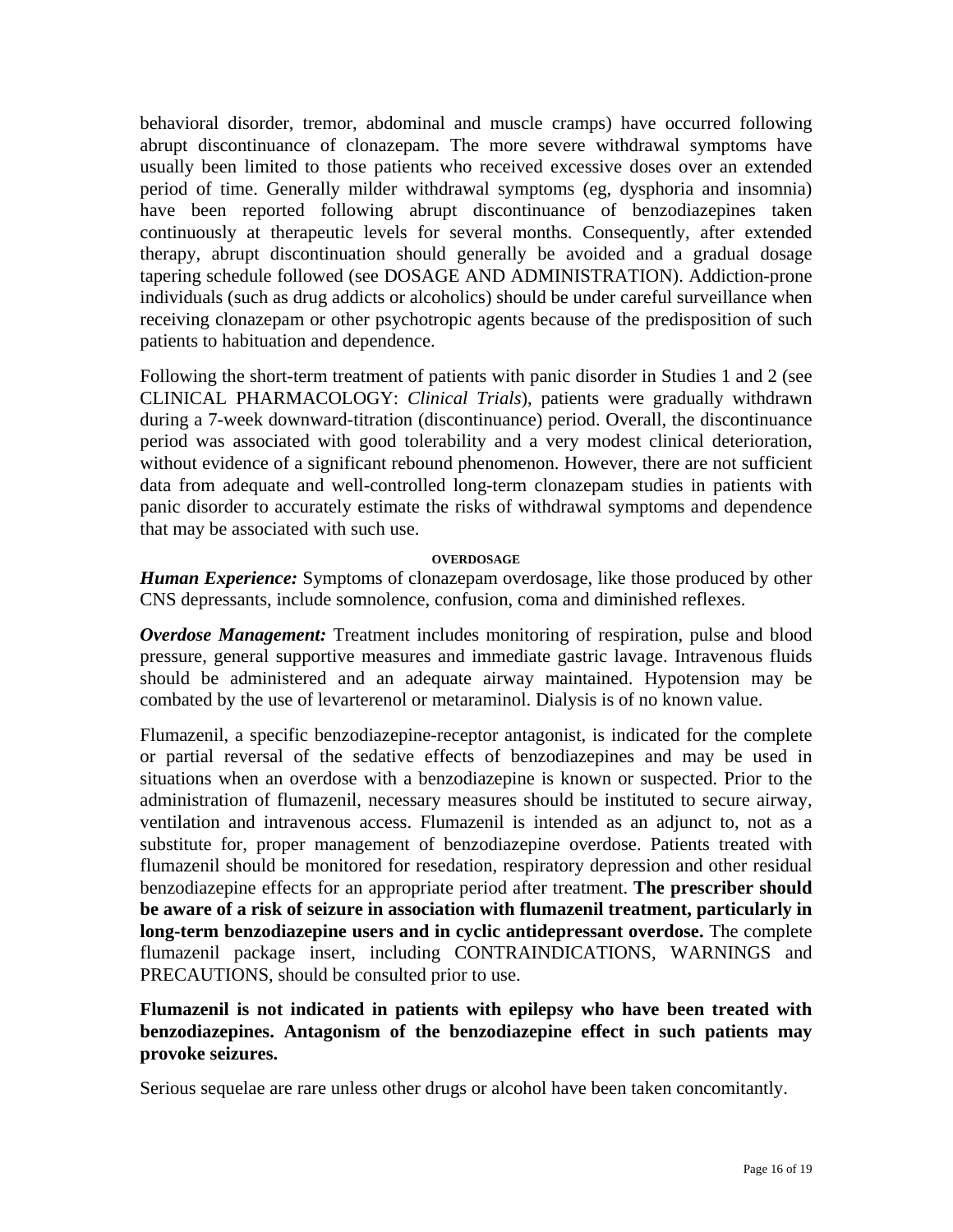behavioral disorder, tremor, abdominal and muscle cramps) have occurred following abrupt discontinuance of clonazepam. The more severe withdrawal symptoms have usually been limited to those patients who received excessive doses over an extended period of time. Generally milder withdrawal symptoms (eg, dysphoria and insomnia) have been reported following abrupt discontinuance of benzodiazepines taken continuously at therapeutic levels for several months. Consequently, after extended therapy, abrupt discontinuation should generally be avoided and a gradual dosage tapering schedule followed (see DOSAGE AND ADMINISTRATION). Addiction-prone individuals (such as drug addicts or alcoholics) should be under careful surveillance when receiving clonazepam or other psychotropic agents because of the predisposition of such patients to habituation and dependence.

Following the short-term treatment of patients with panic disorder in Studies 1 and 2 (see CLINICAL PHARMACOLOGY: *Clinical Trials*), patients were gradually withdrawn during a 7-week downward-titration (discontinuance) period. Overall, the discontinuance period was associated with good tolerability and a very modest clinical deterioration, without evidence of a significant rebound phenomenon. However, there are not sufficient data from adequate and well-controlled long-term clonazepam studies in patients with panic disorder to accurately estimate the risks of withdrawal symptoms and dependence that may be associated with such use.

## OVERDOSAGE

***Human Experience:*** Symptoms of clonazepam overdosage, like those produced by other CNS depressants, include somnolence, confusion, coma and diminished reflexes.

***Overdose Management:*** Treatment includes monitoring of respiration, pulse and blood pressure, general supportive measures and immediate gastric lavage. Intravenous fluids should be administered and an adequate airway maintained. Hypotension may be combated by the use of levarterenol or metaraminol. Dialysis is of no known value.

Flumazenil, a specific benzodiazepine-receptor antagonist, is indicated for the complete or partial reversal of the sedative effects of benzodiazepines and may be used in situations when an overdose with a benzodiazepine is known or suspected. Prior to the administration of flumazenil, necessary measures should be instituted to secure airway, ventilation and intravenous access. Flumazenil is intended as an adjunct to, not as a substitute for, proper management of benzodiazepine overdose. Patients treated with flumazenil should be monitored for resedation, respiratory depression and other residual benzodiazepine effects for an appropriate period after treatment. **The prescriber should be aware of a risk of seizure in association with flumazenil treatment, particularly in long-term benzodiazepine users and in cyclic antidepressant overdose.** The complete flumazenil package insert, including CONTRAINDICATIONS, WARNINGS and PRECAUTIONS, should be consulted prior to use.

**Flumazenil is not indicated in patients with epilepsy who have been treated with benzodiazepines. Antagonism of the benzodiazepine effect in such patients may provoke seizures.**

Serious sequelae are rare unless other drugs or alcohol have been taken concomitantly.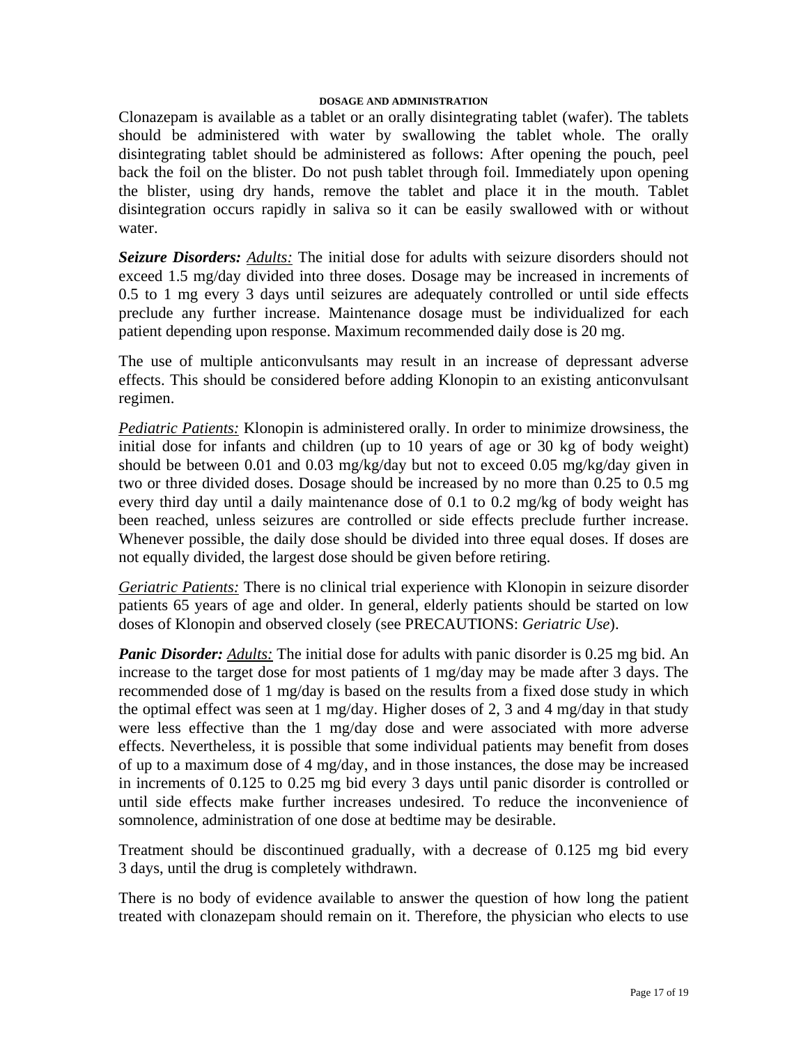## DOSAGE AND ADMINISTRATION

Clonazepam is available as a tablet or an orally disintegrating tablet (wafer). The tablets should be administered with water by swallowing the tablet whole. The orally disintegrating tablet should be administered as follows: After opening the pouch, peel back the foil on the blister. Do not push tablet through foil. Immediately upon opening the blister, using dry hands, remove the tablet and place it in the mouth. Tablet disintegration occurs rapidly in saliva so it can be easily swallowed with or without water.

***Seizure Disorders:*** *Adults:* The initial dose for adults with seizure disorders should not exceed 1.5 mg/day divided into three doses. Dosage may be increased in increments of 0.5 to 1 mg every 3 days until seizures are adequately controlled or until side effects preclude any further increase. Maintenance dosage must be individualized for each patient depending upon response. Maximum recommended daily dose is 20 mg.

The use of multiple anticonvulsants may result in an increase of depressant adverse effects. This should be considered before adding Klonopin to an existing anticonvulsant regimen.

*Pediatric Patients:* Klonopin is administered orally. In order to minimize drowsiness, the initial dose for infants and children (up to 10 years of age or 30 kg of body weight) should be between 0.01 and 0.03 mg/kg/day but not to exceed 0.05 mg/kg/day given in two or three divided doses. Dosage should be increased by no more than 0.25 to 0.5 mg every third day until a daily maintenance dose of 0.1 to 0.2 mg/kg of body weight has been reached, unless seizures are controlled or side effects preclude further increase. Whenever possible, the daily dose should be divided into three equal doses. If doses are not equally divided, the largest dose should be given before retiring.

*Geriatric Patients:* There is no clinical trial experience with Klonopin in seizure disorder patients 65 years of age and older. In general, elderly patients should be started on low doses of Klonopin and observed closely (see PRECAUTIONS: *Geriatric Use*).

***Panic Disorder:*** *Adults:* The initial dose for adults with panic disorder is 0.25 mg bid. An increase to the target dose for most patients of 1 mg/day may be made after 3 days. The recommended dose of 1 mg/day is based on the results from a fixed dose study in which the optimal effect was seen at 1 mg/day. Higher doses of 2, 3 and 4 mg/day in that study were less effective than the 1 mg/day dose and were associated with more adverse effects. Nevertheless, it is possible that some individual patients may benefit from doses of up to a maximum dose of 4 mg/day, and in those instances, the dose may be increased in increments of 0.125 to 0.25 mg bid every 3 days until panic disorder is controlled or until side effects make further increases undesired. To reduce the inconvenience of somnolence, administration of one dose at bedtime may be desirable.

Treatment should be discontinued gradually, with a decrease of 0.125 mg bid every 3 days, until the drug is completely withdrawn.

There is no body of evidence available to answer the question of how long the patient treated with clonazepam should remain on it. Therefore, the physician who elects to use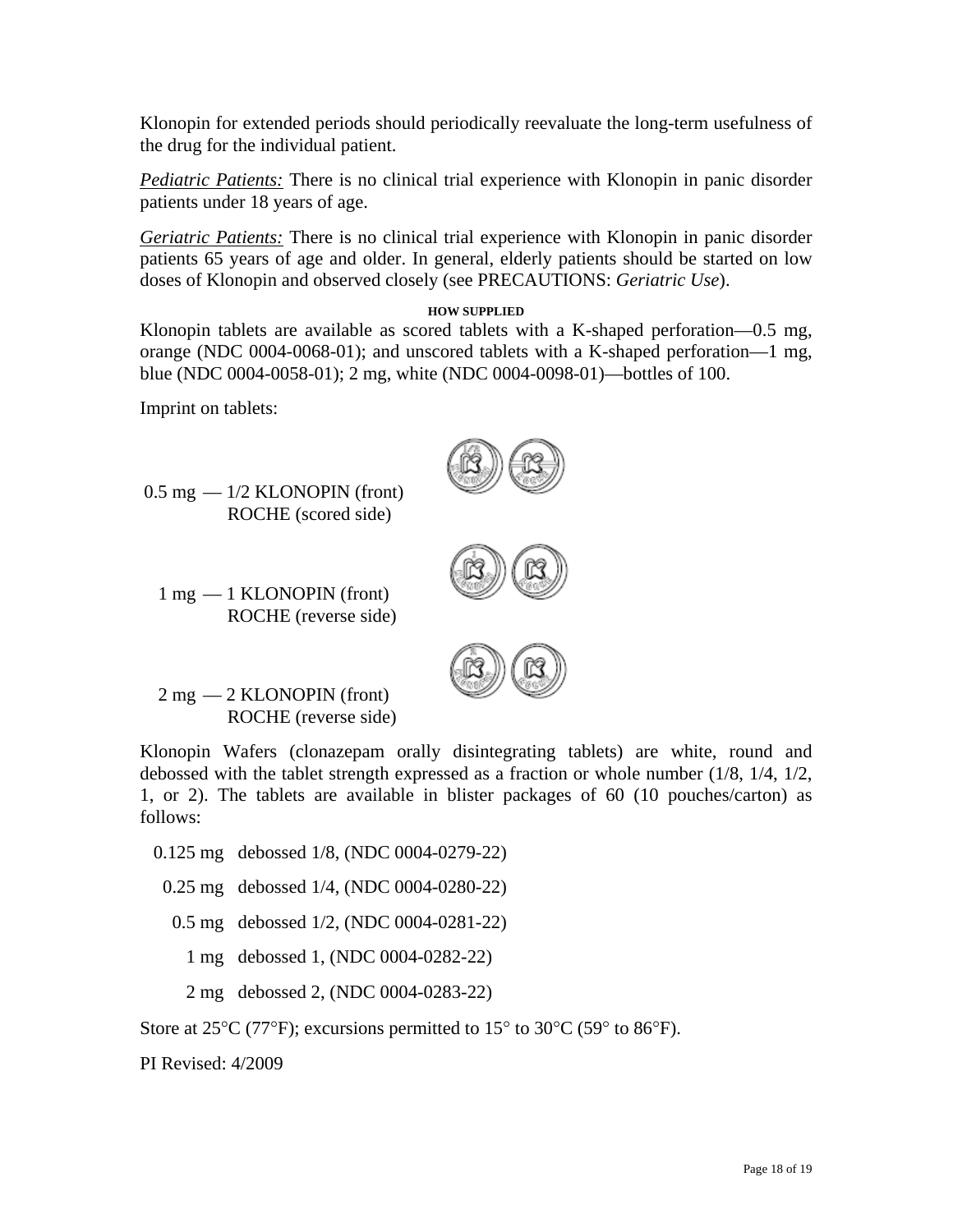Klonopin for extended periods should periodically reevaluate the long-term usefulness of the drug for the individual patient.

*Pediatric Patients:* There is no clinical trial experience with Klonopin in panic disorder patients under 18 years of age.

*Geriatric Patients:* There is no clinical trial experience with Klonopin in panic disorder patients 65 years of age and older. In general, elderly patients should be started on low doses of Klonopin and observed closely (see PRECAUTIONS: *Geriatric Use*).

## HOW SUPPLIED

Klonopin tablets are available as scored tablets with a K-shaped perforation—0.5 mg, orange (NDC 0004-0068-01); and unscored tablets with a K-shaped perforation—1 mg, blue (NDC 0004-0058-01); 2 mg, white (NDC 0004-0098-01)—bottles of 100.

Imprint on tablets:

0.5 mg — 1/2 KLONOPIN (front)
ROCHE (scored side)

1 mg — 1 KLONOPIN (front)
ROCHE (reverse side)

2 mg — 2 KLONOPIN (front)
ROCHE (reverse side)

Klonopin Wafers (clonazepam orally disintegrating tablets) are white, round and debossed with the tablet strength expressed as a fraction or whole number (1/8, 1/4, 1/2, 1, or 2). The tablets are available in blister packages of 60 (10 pouches/carton) as follows:

0.125 mg debossed 1/8, (NDC 0004-0279-22)

0.25 mg debossed 1/4, (NDC 0004-0280-22)

0.5 mg debossed 1/2, (NDC 0004-0281-22)

1 mg debossed 1, (NDC 0004-0282-22)

2 mg debossed 2, (NDC 0004-0283-22)

Store at 25°C (77°F); excursions permitted to 15° to 30°C (59° to 86°F).

PI Revised: 4/2009